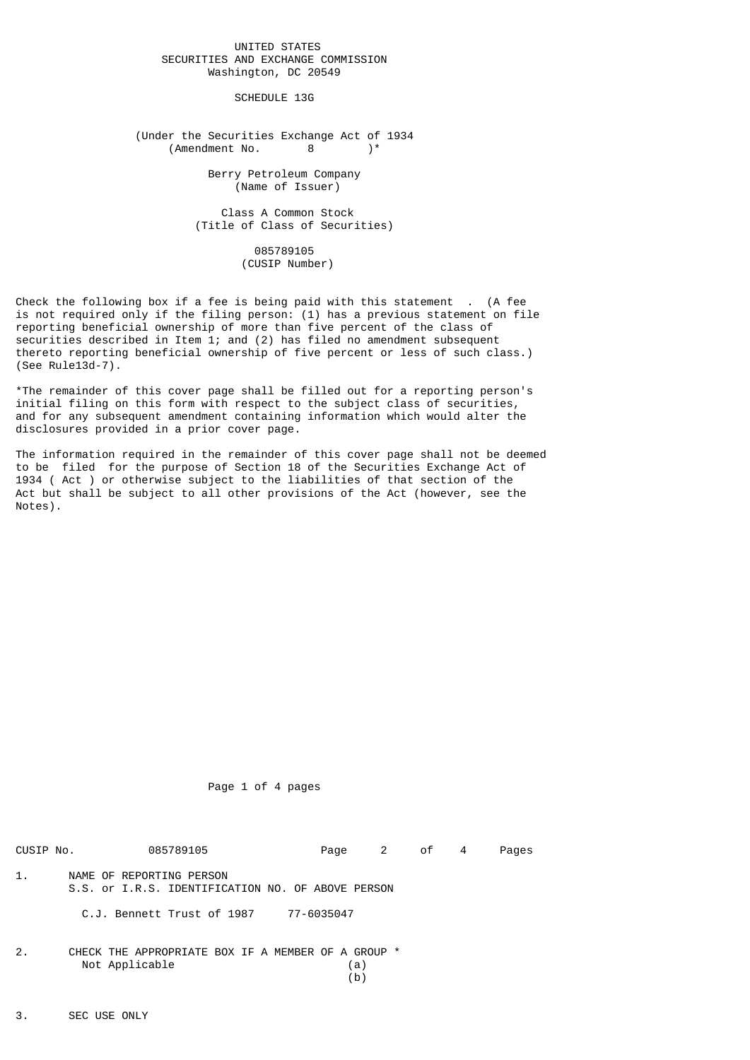UNITED STATES
SECURITIES AND EXCHANGE COMMISSION
Washington, DC 20549

SCHEDULE 13G

(Under the Securities Exchange Act of 1934
(Amendment No. 8 )*

Berry Petroleum Company
(Name of Issuer)

Class A Common Stock
(Title of Class of Securities)

085789105
(CUSIP Number)

Check the following box if a fee is being paid with this statement . (A fee is not required only if the filing person: (1) has a previous statement on file reporting beneficial ownership of more than five percent of the class of securities described in Item 1; and (2) has filed no amendment subsequent thereto reporting beneficial ownership of five percent or less of such class.) (See Rule13d-7).

*The remainder of this cover page shall be filled out for a reporting person's initial filing on this form with respect to the subject class of securities, and for any subsequent amendment containing information which would alter the disclosures provided in a prior cover page.

The information required in the remainder of this cover page shall not be deemed to be filed for the purpose of Section 18 of the Securities Exchange Act of 1934 ( Act ) or otherwise subject to the liabilities of that section of the Act but shall be subject to all other provisions of the Act (however, see the Notes).

CUSIP No. 085789105

1. NAME OF REPORTING PERSON
   S.S. or I.R.S. IDENTIFICATION NO. OF ABOVE PERSON

   C.J. Bennett Trust of 1987 77-6035047

2. CHECK THE APPROPRIATE BOX IF A MEMBER OF A GROUP *
   Not Applicable (a)
   (b)

3. SEC USE ONLY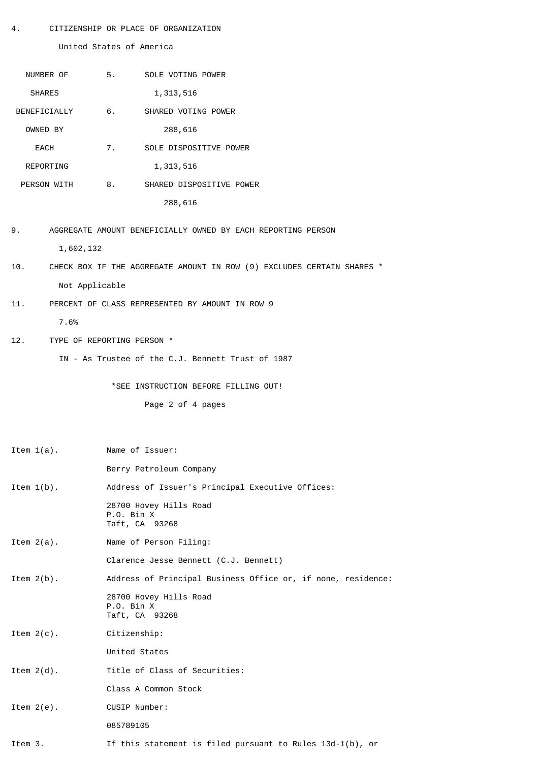4. CITIZENSHIP OR PLACE OF ORGANIZATION

United States of America

| | | |
|---|---|---|
| NUMBER OF SHARES BENEFICIALLY OWNED BY EACH REPORTING PERSON WITH | 5. SOLE VOTING POWER | 1,313,516 |
| | 6. SHARED VOTING POWER | 288,616 |
| | 7. SOLE DISPOSITIVE POWER | 1,313,516 |
| | 8. SHARED DISPOSITIVE POWER | 288,616 |

9. AGGREGATE AMOUNT BENEFICIALLY OWNED BY EACH REPORTING PERSON

1,602,132

10. CHECK BOX IF THE AGGREGATE AMOUNT IN ROW (9) EXCLUDES CERTAIN SHARES *

Not Applicable

11. PERCENT OF CLASS REPRESENTED BY AMOUNT IN ROW 9

7.6%

12. TYPE OF REPORTING PERSON *

IN - As Trustee of the C.J. Bennett Trust of 1987

*SEE INSTRUCTION BEFORE FILLING OUT!

Item 1(a). Name of Issuer:

Berry Petroleum Company

Item 1(b). Address of Issuer's Principal Executive Offices:

28700 Hovey Hills Road
P.O. Bin X
Taft, CA 93268

Item 2(a). Name of Person Filing:

Clarence Jesse Bennett (C.J. Bennett)

Item 2(b). Address of Principal Business Office or, if none, residence:

28700 Hovey Hills Road
P.O. Bin X
Taft, CA 93268

Item 2(c). Citizenship:

United States

Item 2(d). Title of Class of Securities:

Class A Common Stock

Item 2(e). CUSIP Number:

085789105

Item 3. If this statement is filed pursuant to Rules 13d-1(b), or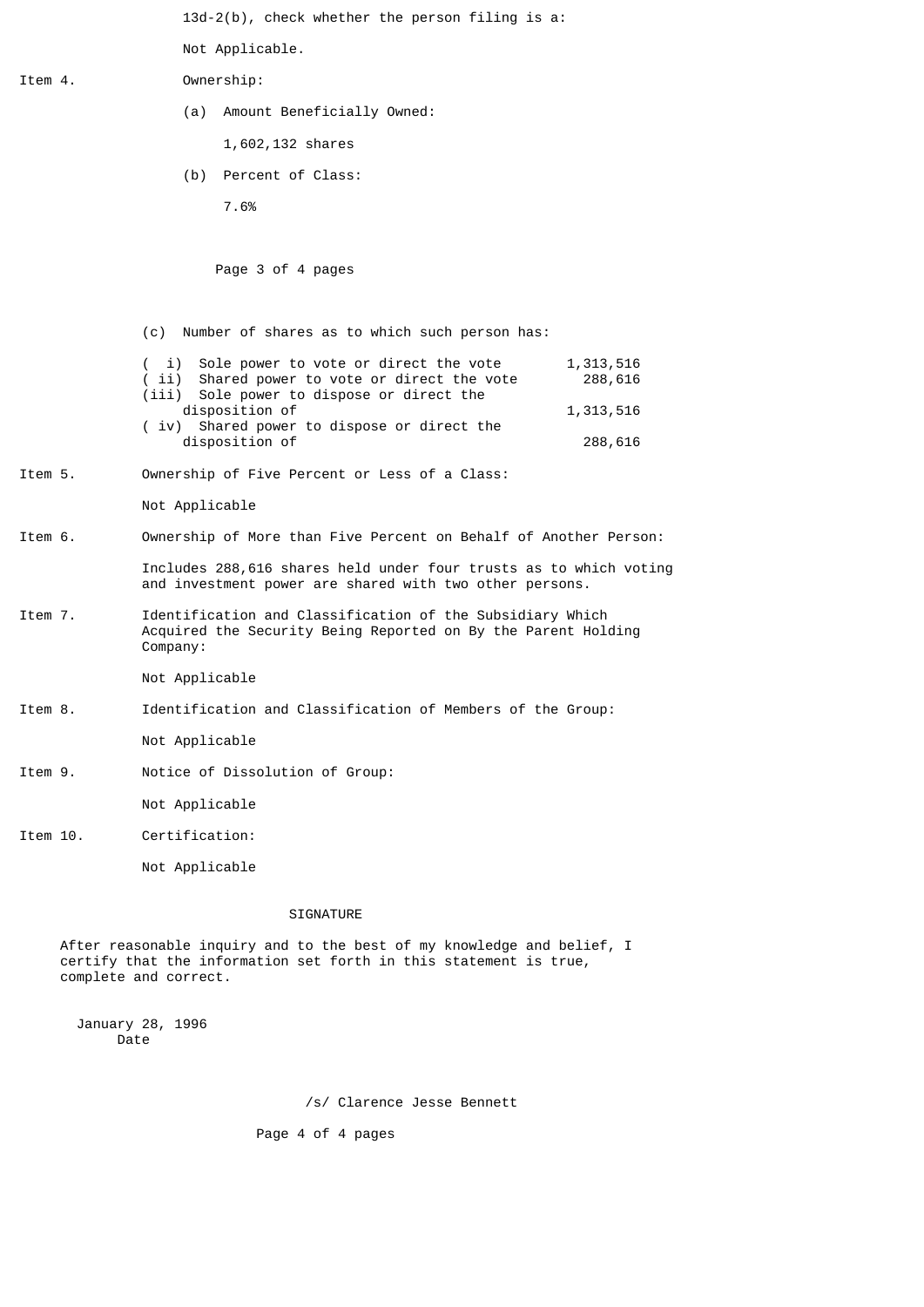13d-2(b), check whether the person filing is a:

Not Applicable.

Item 4. Ownership:

(a) Amount Beneficially Owned:

1,602,132 shares

(b) Percent of Class:

7.6%

(c) Number of shares as to which such person has:

| | |
|---|---|
| ( i) Sole power to vote or direct the vote | 1,313,516 |
| ( ii) Shared power to vote or direct the vote | 288,616 |
| (iii) Sole power to dispose or direct the disposition of | 1,313,516 |
| ( iv) Shared power to dispose or direct the disposition of | 288,616 |

Item 5. Ownership of Five Percent or Less of a Class:

Not Applicable

Item 6. Ownership of More than Five Percent on Behalf of Another Person:

Includes 288,616 shares held under four trusts as to which voting and investment power are shared with two other persons.

Item 7. Identification and Classification of the Subsidiary Which Acquired the Security Being Reported on By the Parent Holding Company:

Not Applicable

Item 8. Identification and Classification of Members of the Group:

Not Applicable

Item 9. Notice of Dissolution of Group:

Not Applicable

Item 10. Certification:

Not Applicable

SIGNATURE

After reasonable inquiry and to the best of my knowledge and belief, I certify that the information set forth in this statement is true, complete and correct.

January 28, 1996
Date

/s/ Clarence Jesse Bennett